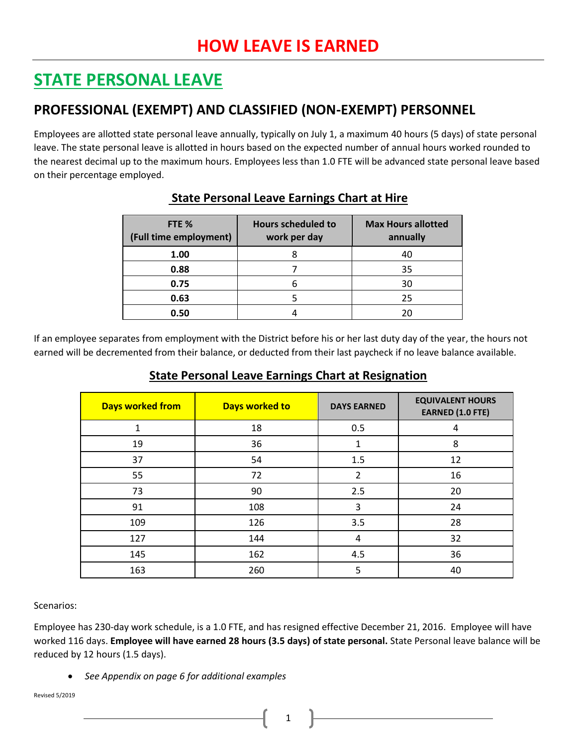# HOW LEAVE IS EARNED

## STATE PERSONAL LEAVE

### PROFESSIONAL (EXEMPT) AND CLASSIFIED (NON-EXEMPT) PERSONNEL

Employees are allotted state personal leave annually, typically on July 1, a maximum 40 hours (5 days) of state personal leave. The state personal leave is allotted in hours based on the expected number of annual hours worked rounded to the nearest decimal up to the maximum hours. Employees less than 1.0 FTE will be advanced state personal leave based on their percentage employed.

**State Personal Leave Earnings Chart at Hire**

| FTE % (Full time employment) | Hours scheduled to work per day | Max Hours allotted annually |
|---|---|---|
| **1.00** | 8 | 40 |
| **0.88** | 7 | 35 |
| **0.75** | 6 | 30 |
| **0.63** | 5 | 25 |
| **0.50** | 4 | 20 |

If an employee separates from employment with the District before his or her last duty day of the year, the hours not earned will be decremented from their balance, or deducted from their last paycheck if no leave balance available.

**State Personal Leave Earnings Chart at Resignation**

| Days worked from | Days worked to | DAYS EARNED | EQUIVALENT HOURS EARNED (1.0 FTE) |
|---|---|---|---|
| 1 | 18 | 0.5 | 4 |
| 19 | 36 | 1 | 8 |
| 37 | 54 | 1.5 | 12 |
| 55 | 72 | 2 | 16 |
| 73 | 90 | 2.5 | 20 |
| 91 | 108 | 3 | 24 |
| 109 | 126 | 3.5 | 28 |
| 127 | 144 | 4 | 32 |
| 145 | 162 | 4.5 | 36 |
| 163 | 260 | 5 | 40 |

Scenarios:

Employee has 230-day work schedule, is a 1.0 FTE, and has resigned effective December 21, 2016. Employee will have worked 116 days. **Employee will have earned 28 hours (3.5 days) of state personal.** State Personal leave balance will be reduced by 12 hours (1.5 days).

- *See Appendix on page 6 for additional examples*

Revised 5/2019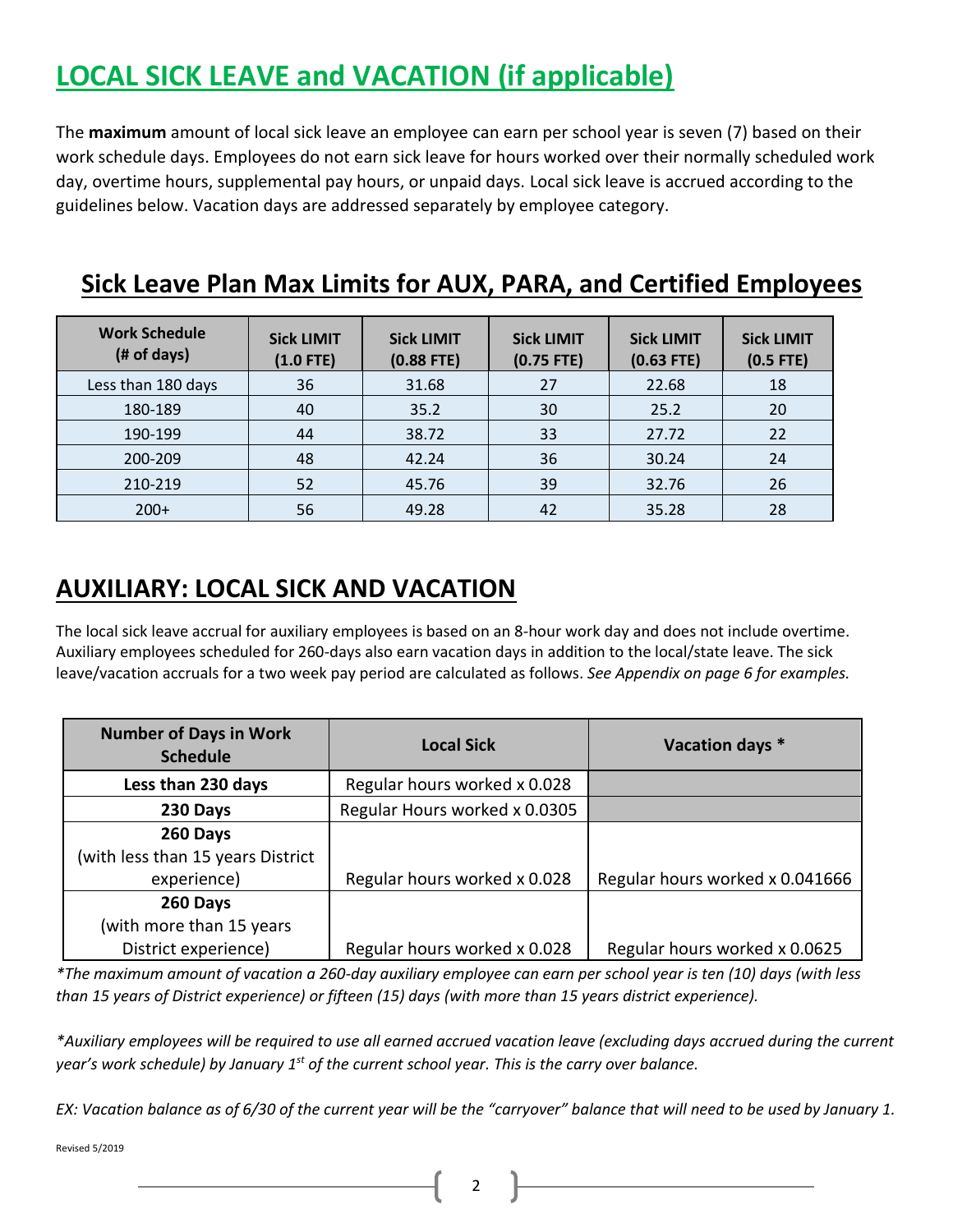# LOCAL SICK LEAVE and VACATION (if applicable)

The **maximum** amount of local sick leave an employee can earn per school year is seven (7) based on their work schedule days. Employees do not earn sick leave for hours worked over their normally scheduled work day, overtime hours, supplemental pay hours, or unpaid days. Local sick leave is accrued according to the guidelines below. Vacation days are addressed separately by employee category.

## Sick Leave Plan Max Limits for AUX, PARA, and Certified Employees

| Work Schedule (# of days) | Sick LIMIT (1.0 FTE) | Sick LIMIT (0.88 FTE) | Sick LIMIT (0.75 FTE) | Sick LIMIT (0.63 FTE) | Sick LIMIT (0.5 FTE) |
|---|---|---|---|---|---|
| Less than 180 days | 36 | 31.68 | 27 | 22.68 | 18 |
| 180-189 | 40 | 35.2 | 30 | 25.2 | 20 |
| 190-199 | 44 | 38.72 | 33 | 27.72 | 22 |
| 200-209 | 48 | 42.24 | 36 | 30.24 | 24 |
| 210-219 | 52 | 45.76 | 39 | 32.76 | 26 |
| 200+ | 56 | 49.28 | 42 | 35.28 | 28 |

## AUXILIARY: LOCAL SICK AND VACATION

The local sick leave accrual for auxiliary employees is based on an 8-hour work day and does not include overtime. Auxiliary employees scheduled for 260-days also earn vacation days in addition to the local/state leave. The sick leave/vacation accruals for a two week pay period are calculated as follows. *See Appendix on page 6 for examples.*

| Number of Days in Work Schedule | Local Sick | Vacation days * |
|---|---|---|
| **Less than 230 days** | Regular hours worked x 0.028 | |
| **230 Days** | Regular Hours worked x 0.0305 | |
| **260 Days** (with less than 15 years District experience) | Regular hours worked x 0.028 | Regular hours worked x 0.041666 |
| **260 Days** (with more than 15 years District experience) | Regular hours worked x 0.028 | Regular hours worked x 0.0625 |

*\*The maximum amount of vacation a 260-day auxiliary employee can earn per school year is ten (10) days (with less than 15 years of District experience) or fifteen (15) days (with more than 15 years district experience).*

*\*Auxiliary employees will be required to use all earned accrued vacation leave (excluding days accrued during the current year's work schedule) by January 1st of the current school year. This is the carry over balance.*

*EX: Vacation balance as of 6/30 of the current year will be the "carryover" balance that will need to be used by January 1.*

Revised 5/2019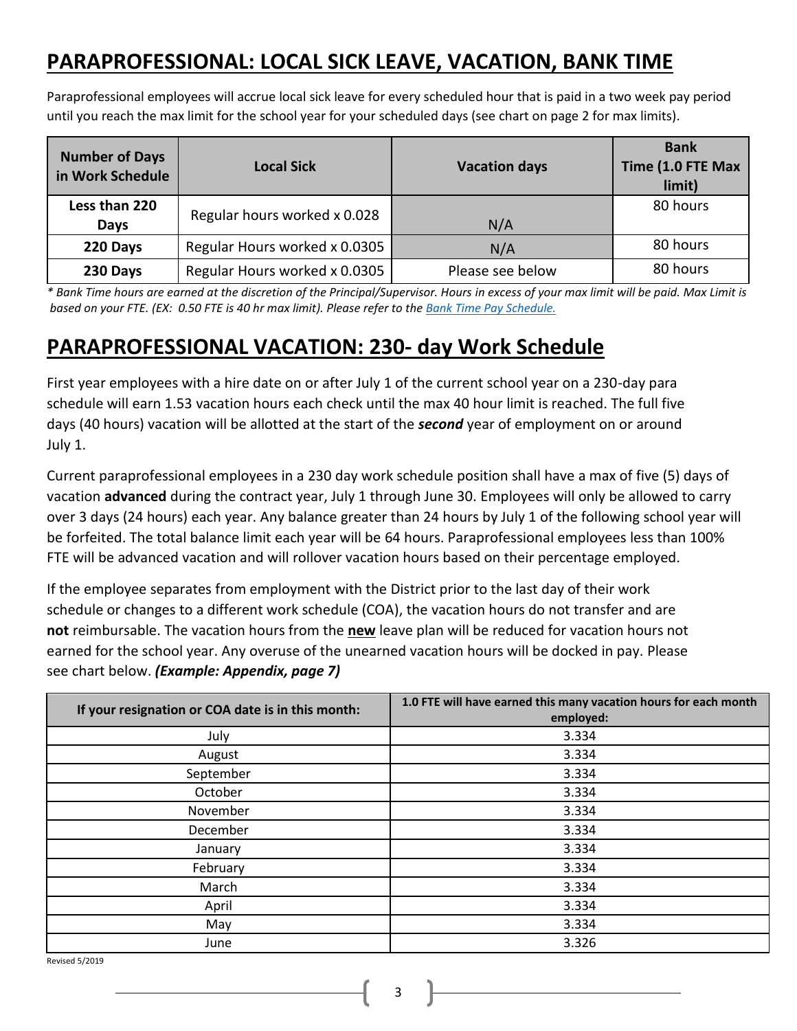# PARAPROFESSIONAL: LOCAL SICK LEAVE, VACATION, BANK TIME

Paraprofessional employees will accrue local sick leave for every scheduled hour that is paid in a two week pay period until you reach the max limit for the school year for your scheduled days (see chart on page 2 for max limits).

| Number of Days in Work Schedule | Local Sick | Vacation days | Bank Time (1.0 FTE Max limit) |
|---|---|---|---|
| Less than 220 Days | Regular hours worked x 0.028 | N/A | 80 hours |
| 220 Days | Regular Hours worked x 0.0305 | N/A | 80 hours |
| 230 Days | Regular Hours worked x 0.0305 | Please see below | 80 hours |

*\* Bank Time hours are earned at the discretion of the Principal/Supervisor. Hours in excess of your max limit will be paid. Max Limit is based on your FTE. (EX: 0.50 FTE is 40 hr max limit). Please refer to the Bank Time Pay Schedule.*

# PARAPROFESSIONAL VACATION: 230- day Work Schedule

First year employees with a hire date on or after July 1 of the current school year on a 230-day para schedule will earn 1.53 vacation hours each check until the max 40 hour limit is reached. The full five days (40 hours) vacation will be allotted at the start of the ***second*** year of employment on or around July 1.

Current paraprofessional employees in a 230 day work schedule position shall have a max of five (5) days of vacation **advanced** during the contract year, July 1 through June 30. Employees will only be allowed to carry over 3 days (24 hours) each year. Any balance greater than 24 hours by July 1 of the following school year will be forfeited. The total balance limit each year will be 64 hours. Paraprofessional employees less than 100% FTE will be advanced vacation and will rollover vacation hours based on their percentage employed.

If the employee separates from employment with the District prior to the last day of their work schedule or changes to a different work schedule (COA), the vacation hours do not transfer and are **not** reimbursable. The vacation hours from the **new** leave plan will be reduced for vacation hours not earned for the school year. Any overuse of the unearned vacation hours will be docked in pay. Please see chart below. ***(Example: Appendix, page 7)***

| If your resignation or COA date is in this month: | 1.0 FTE will have earned this many vacation hours for each month employed: |
|---|---|
| July | 3.334 |
| August | 3.334 |
| September | 3.334 |
| October | 3.334 |
| November | 3.334 |
| December | 3.334 |
| January | 3.334 |
| February | 3.334 |
| March | 3.334 |
| April | 3.334 |
| May | 3.334 |
| June | 3.326 |

Revised 5/2019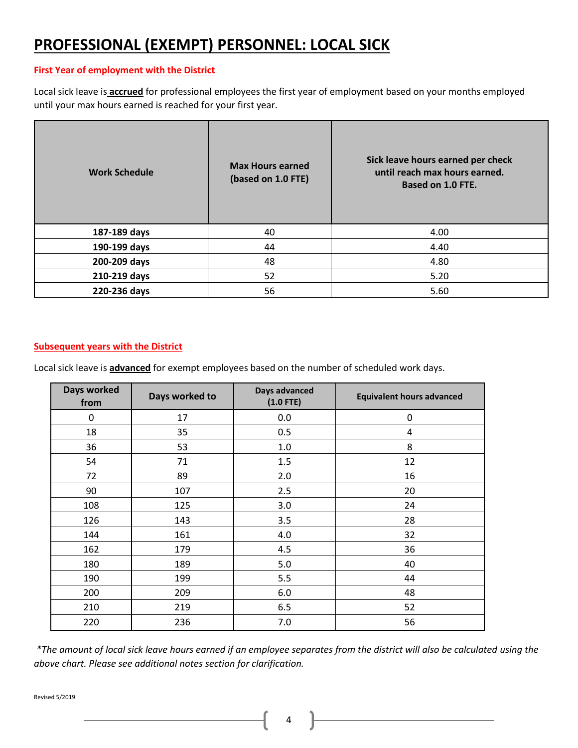# PROFESSIONAL (EXEMPT) PERSONNEL: LOCAL SICK

**First Year of employment with the District**

Local sick leave is **accrued** for professional employees the first year of employment based on your months employed until your max hours earned is reached for your first year.

| Work Schedule | Max Hours earned (based on 1.0 FTE) | Sick leave hours earned per check until reach max hours earned. Based on 1.0 FTE. |
|---|---|---|
| **187-189 days** | 40 | 4.00 |
| **190-199 days** | 44 | 4.40 |
| **200-209 days** | 48 | 4.80 |
| **210-219 days** | 52 | 5.20 |
| **220-236 days** | 56 | 5.60 |

**Subsequent years with the District**

Local sick leave is **advanced** for exempt employees based on the number of scheduled work days.

| Days worked from | Days worked to | Days advanced (1.0 FTE) | Equivalent hours advanced |
|---|---|---|---|
| 0 | 17 | 0.0 | 0 |
| 18 | 35 | 0.5 | 4 |
| 36 | 53 | 1.0 | 8 |
| 54 | 71 | 1.5 | 12 |
| 72 | 89 | 2.0 | 16 |
| 90 | 107 | 2.5 | 20 |
| 108 | 125 | 3.0 | 24 |
| 126 | 143 | 3.5 | 28 |
| 144 | 161 | 4.0 | 32 |
| 162 | 179 | 4.5 | 36 |
| 180 | 189 | 5.0 | 40 |
| 190 | 199 | 5.5 | 44 |
| 200 | 209 | 6.0 | 48 |
| 210 | 219 | 6.5 | 52 |
| 220 | 236 | 7.0 | 56 |

*\*The amount of local sick leave hours earned if an employee separates from the district will also be calculated using the above chart. Please see additional notes section for clarification.*

Revised 5/2019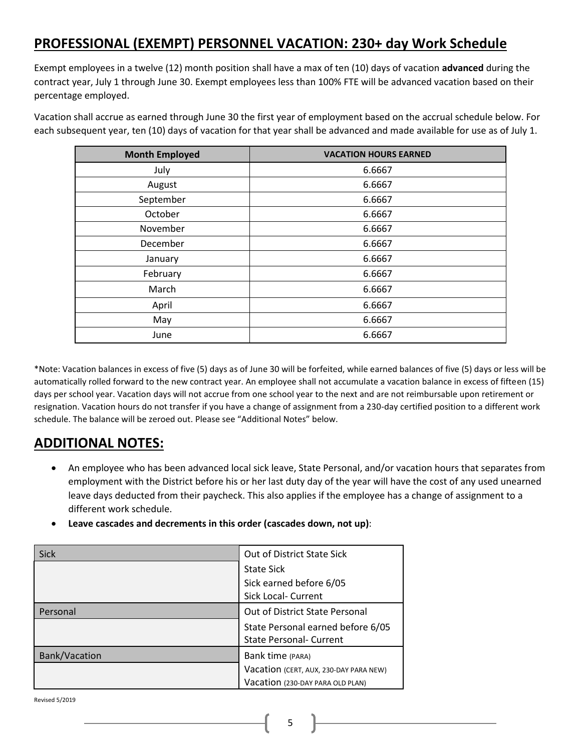## PROFESSIONAL (EXEMPT) PERSONNEL VACATION: 230+ day Work Schedule

Exempt employees in a twelve (12) month position shall have a max of ten (10) days of vacation **advanced** during the contract year, July 1 through June 30. Exempt employees less than 100% FTE will be advanced vacation based on their percentage employed.

Vacation shall accrue as earned through June 30 the first year of employment based on the accrual schedule below. For each subsequent year, ten (10) days of vacation for that year shall be advanced and made available for use as of July 1.

| Month Employed | VACATION HOURS EARNED |
|---|---|
| July | 6.6667 |
| August | 6.6667 |
| September | 6.6667 |
| October | 6.6667 |
| November | 6.6667 |
| December | 6.6667 |
| January | 6.6667 |
| February | 6.6667 |
| March | 6.6667 |
| April | 6.6667 |
| May | 6.6667 |
| June | 6.6667 |

*Note: Vacation balances in excess of five (5) days as of June 30 will be forfeited, while earned balances of five (5) days or less will be automatically rolled forward to the new contract year. An employee shall not accumulate a vacation balance in excess of fifteen (15) days per school year. Vacation days will not accrue from one school year to the next and are not reimbursable upon retirement or resignation. Vacation hours do not transfer if you have a change of assignment from a 230-day certified position to a different work schedule. The balance will be zeroed out. Please see "Additional Notes" below.

## ADDITIONAL NOTES:

- An employee who has been advanced local sick leave, State Personal, and/or vacation hours that separates from employment with the District before his or her last duty day of the year will have the cost of any used unearned leave days deducted from their paycheck. This also applies if the employee has a change of assignment to a different work schedule.
- **Leave cascades and decrements in this order (cascades down, not up)**:

| Sick | Out of District State Sick |
|---|---|
| | State Sick<br>Sick earned before 6/05<br>Sick Local- Current |
| Personal | Out of District State Personal |
| | State Personal earned before 6/05<br>State Personal- Current |
| Bank/Vacation | Bank time (PARA) |
| | Vacation (CERT, AUX, 230-DAY PARA NEW)<br>Vacation (230-DAY PARA OLD PLAN) |

Revised 5/2019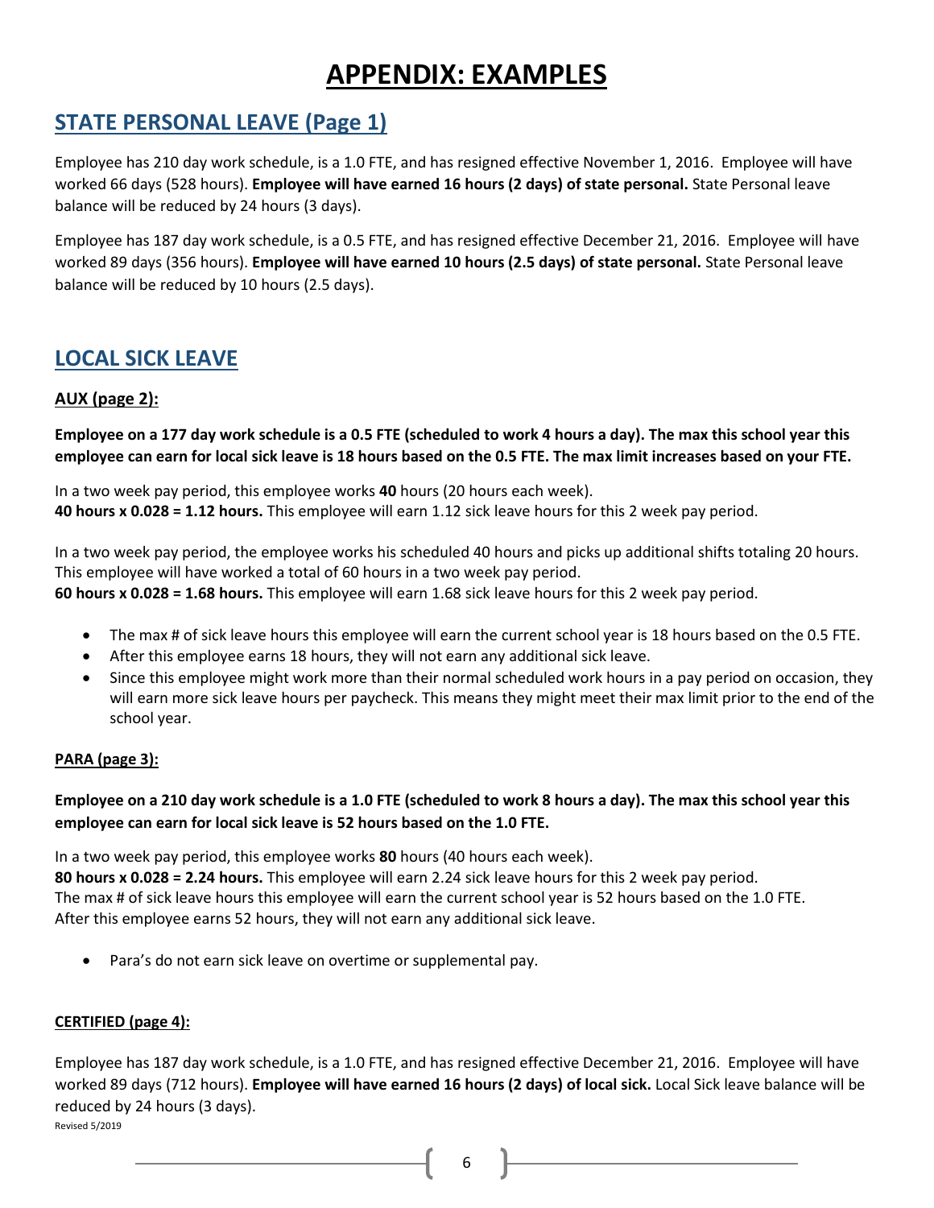# APPENDIX: EXAMPLES

## STATE PERSONAL LEAVE (Page 1)

Employee has 210 day work schedule, is a 1.0 FTE, and has resigned effective November 1, 2016. Employee will have worked 66 days (528 hours). **Employee will have earned 16 hours (2 days) of state personal.** State Personal leave balance will be reduced by 24 hours (3 days).

Employee has 187 day work schedule, is a 0.5 FTE, and has resigned effective December 21, 2016. Employee will have worked 89 days (356 hours). **Employee will have earned 10 hours (2.5 days) of state personal.** State Personal leave balance will be reduced by 10 hours (2.5 days).

## LOCAL SICK LEAVE

### AUX (page 2):

**Employee on a 177 day work schedule is a 0.5 FTE (scheduled to work 4 hours a day). The max this school year this employee can earn for local sick leave is 18 hours based on the 0.5 FTE. The max limit increases based on your FTE.**

In a two week pay period, this employee works **40** hours (20 hours each week).
**40 hours x 0.028 = 1.12 hours.** This employee will earn 1.12 sick leave hours for this 2 week pay period.

In a two week pay period, the employee works his scheduled 40 hours and picks up additional shifts totaling 20 hours. This employee will have worked a total of 60 hours in a two week pay period.
**60 hours x 0.028 = 1.68 hours.** This employee will earn 1.68 sick leave hours for this 2 week pay period.

- The max # of sick leave hours this employee will earn the current school year is 18 hours based on the 0.5 FTE.
- After this employee earns 18 hours, they will not earn any additional sick leave.
- Since this employee might work more than their normal scheduled work hours in a pay period on occasion, they will earn more sick leave hours per paycheck. This means they might meet their max limit prior to the end of the school year.

### PARA (page 3):

**Employee on a 210 day work schedule is a 1.0 FTE (scheduled to work 8 hours a day). The max this school year this employee can earn for local sick leave is 52 hours based on the 1.0 FTE.**

In a two week pay period, this employee works **80** hours (40 hours each week).
**80 hours x 0.028 = 2.24 hours.** This employee will earn 2.24 sick leave hours for this 2 week pay period.
The max # of sick leave hours this employee will earn the current school year is 52 hours based on the 1.0 FTE.
After this employee earns 52 hours, they will not earn any additional sick leave.

- Para's do not earn sick leave on overtime or supplemental pay.

### CERTIFIED (page 4):

Employee has 187 day work schedule, is a 1.0 FTE, and has resigned effective December 21, 2016. Employee will have worked 89 days (712 hours). **Employee will have earned 16 hours (2 days) of local sick.** Local Sick leave balance will be reduced by 24 hours (3 days).

Revised 5/2019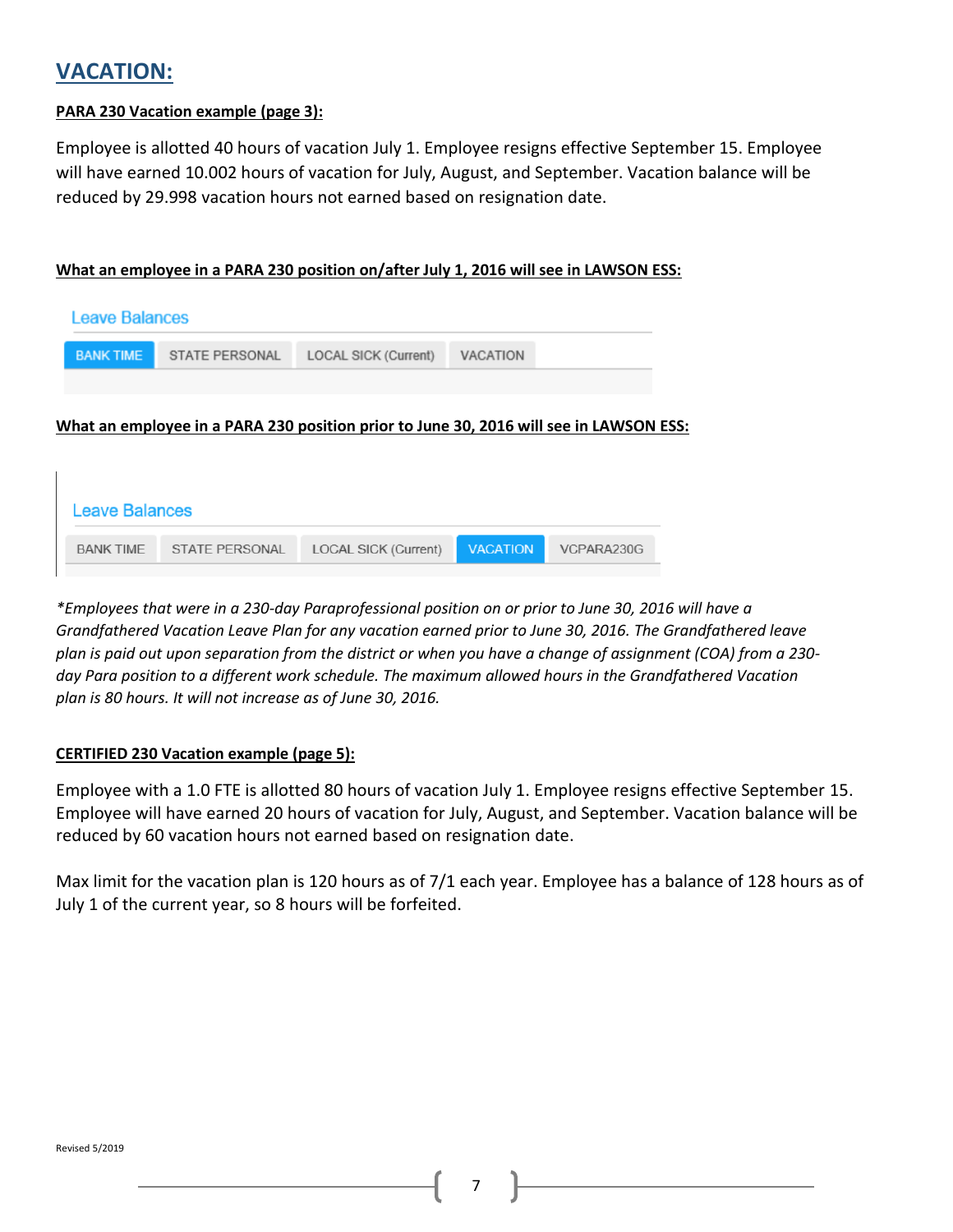## VACATION:

**PARA 230 Vacation example (page 3):**

Employee is allotted 40 hours of vacation July 1. Employee resigns effective September 15. Employee will have earned 10.002 hours of vacation for July, August, and September. Vacation balance will be reduced by 29.998 vacation hours not earned based on resignation date.

**What an employee in a PARA 230 position on/after July 1, 2016 will see in LAWSON ESS:**

Leave Balances

BANK TIME | STATE PERSONAL | LOCAL SICK (Current) | VACATION

**What an employee in a PARA 230 position prior to June 30, 2016 will see in LAWSON ESS:**

Leave Balances

BANK TIME | STATE PERSONAL | LOCAL SICK (Current) | VACATION | VCPARA230G

*\*Employees that were in a 230-day Paraprofessional position on or prior to June 30, 2016 will have a Grandfathered Vacation Leave Plan for any vacation earned prior to June 30, 2016. The Grandfathered leave plan is paid out upon separation from the district or when you have a change of assignment (COA) from a 230-day Para position to a different work schedule. The maximum allowed hours in the Grandfathered Vacation plan is 80 hours. It will not increase as of June 30, 2016.*

**CERTIFIED 230 Vacation example (page 5):**

Employee with a 1.0 FTE is allotted 80 hours of vacation July 1. Employee resigns effective September 15. Employee will have earned 20 hours of vacation for July, August, and September. Vacation balance will be reduced by 60 vacation hours not earned based on resignation date.

Max limit for the vacation plan is 120 hours as of 7/1 each year. Employee has a balance of 128 hours as of July 1 of the current year, so 8 hours will be forfeited.

Revised 5/2019